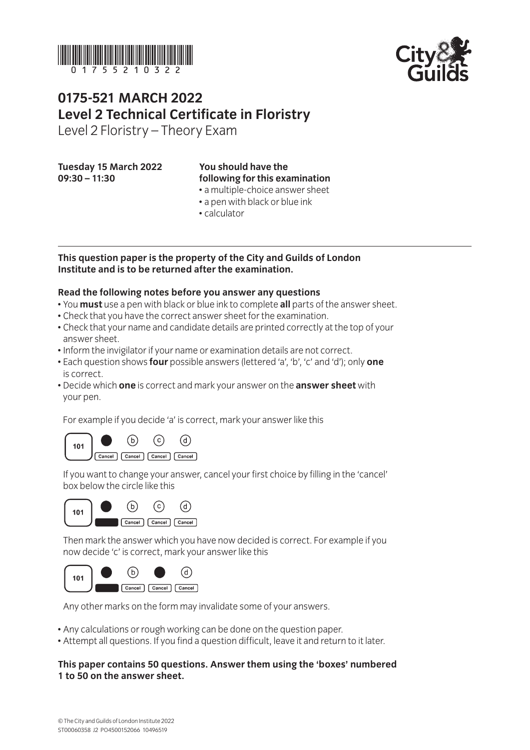# 0175-521 MARCH 2022
# Level 2 Technical Certificate in Floristry

Level 2 Floristry – Theory Exam

**Tuesday 15 March 2022**
**09:30 – 11:30**

**You should have the following for this examination**

- a multiple-choice answer sheet
- a pen with black or blue ink
- calculator

**This question paper is the property of the City and Guilds of London Institute and is to be returned after the examination.**

**Read the following notes before you answer any questions**

- You **must** use a pen with black or blue ink to complete **all** parts of the answer sheet.
- Check that you have the correct answer sheet for the examination.
- Check that your name and candidate details are printed correctly at the top of your answer sheet.
- Inform the invigilator if your name or examination details are not correct.
- Each question shows **four** possible answers (lettered 'a', 'b', 'c' and 'd'); only **one** is correct.
- Decide which **one** is correct and mark your answer on the **answer sheet** with your pen.

For example if you decide 'a' is correct, mark your answer like this

| 101 | ● | (b) | (c) | (d) |
|---|---|---|---|---|
| | Cancel | Cancel | Cancel | Cancel |

If you want to change your answer, cancel your first choice by filling in the 'cancel' box below the circle like this

| 101 | ● | (b) | (c) | (d) |
|---|---|---|---|---|
| | ■ | Cancel | Cancel | Cancel |

Then mark the answer which you have now decided is correct. For example if you now decide 'c' is correct, mark your answer like this

| 101 | ● | (b) | ● | (d) |
|---|---|---|---|---|
| | ■ | Cancel | Cancel | Cancel |

Any other marks on the form may invalidate some of your answers.

- Any calculations or rough working can be done on the question paper.
- Attempt all questions. If you find a question difficult, leave it and return to it later.

**This paper contains 50 questions. Answer them using the 'boxes' numbered 1 to 50 on the answer sheet.**

© The City and Guilds of London Institute 2022
ST00060358 J2 PO4500152066 10496519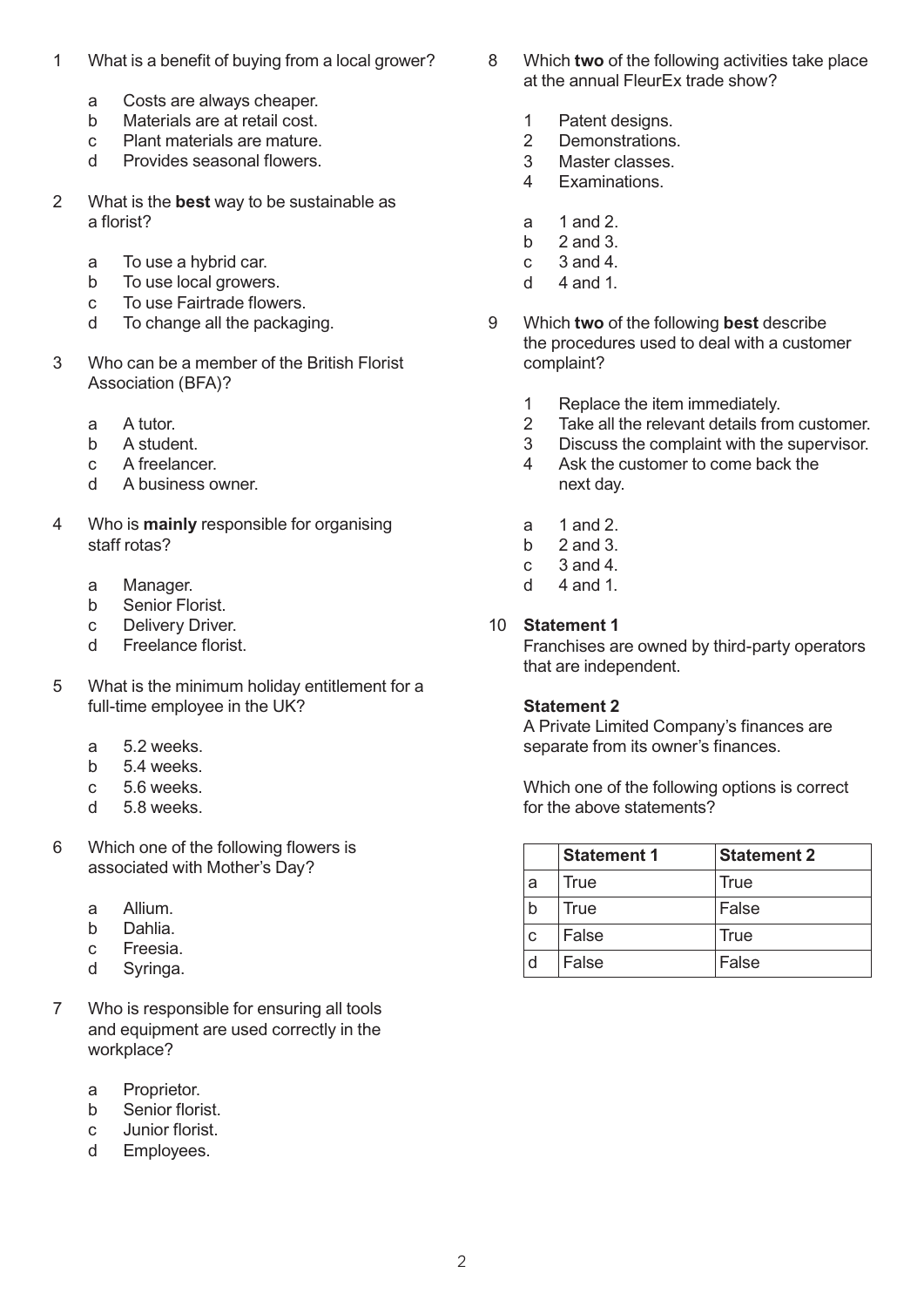1 What is a benefit of buying from a local grower?

- a Costs are always cheaper.
- b Materials are at retail cost.
- c Plant materials are mature.
- d Provides seasonal flowers.

2 What is the **best** way to be sustainable as a florist?

- a To use a hybrid car.
- b To use local growers.
- c To use Fairtrade flowers.
- d To change all the packaging.

3 Who can be a member of the British Florist Association (BFA)?

- a A tutor.
- b A student.
- c A freelancer.
- d A business owner.

4 Who is **mainly** responsible for organising staff rotas?

- a Manager.
- b Senior Florist.
- c Delivery Driver.
- d Freelance florist.

5 What is the minimum holiday entitlement for a full-time employee in the UK?

- a 5.2 weeks.
- b 5.4 weeks.
- c 5.6 weeks.
- d 5.8 weeks.

6 Which one of the following flowers is associated with Mother's Day?

- a Allium.
- b Dahlia.
- c Freesia.
- d Syringa.

7 Who is responsible for ensuring all tools and equipment are used correctly in the workplace?

- a Proprietor.
- b Senior florist.
- c Junior florist.
- d Employees.

8 Which **two** of the following activities take place at the annual FleurEx trade show?

1. Patent designs.
2. Demonstrations.
3. Master classes.
4. Examinations.

- a 1 and 2.
- b 2 and 3.
- c 3 and 4.
- d 4 and 1.

9 Which **two** of the following **best** describe the procedures used to deal with a customer complaint?

1. Replace the item immediately.
2. Take all the relevant details from customer.
3. Discuss the complaint with the supervisor.
4. Ask the customer to come back the next day.

- a 1 and 2.
- b 2 and 3.
- c 3 and 4.
- d 4 and 1.

10 **Statement 1**

Franchises are owned by third-party operators that are independent.

**Statement 2**

A Private Limited Company's finances are separate from its owner's finances.

Which one of the following options is correct for the above statements?

| | Statement 1 | Statement 2 |
|---|---|---|
| a | True | True |
| b | True | False |
| c | False | True |
| d | False | False |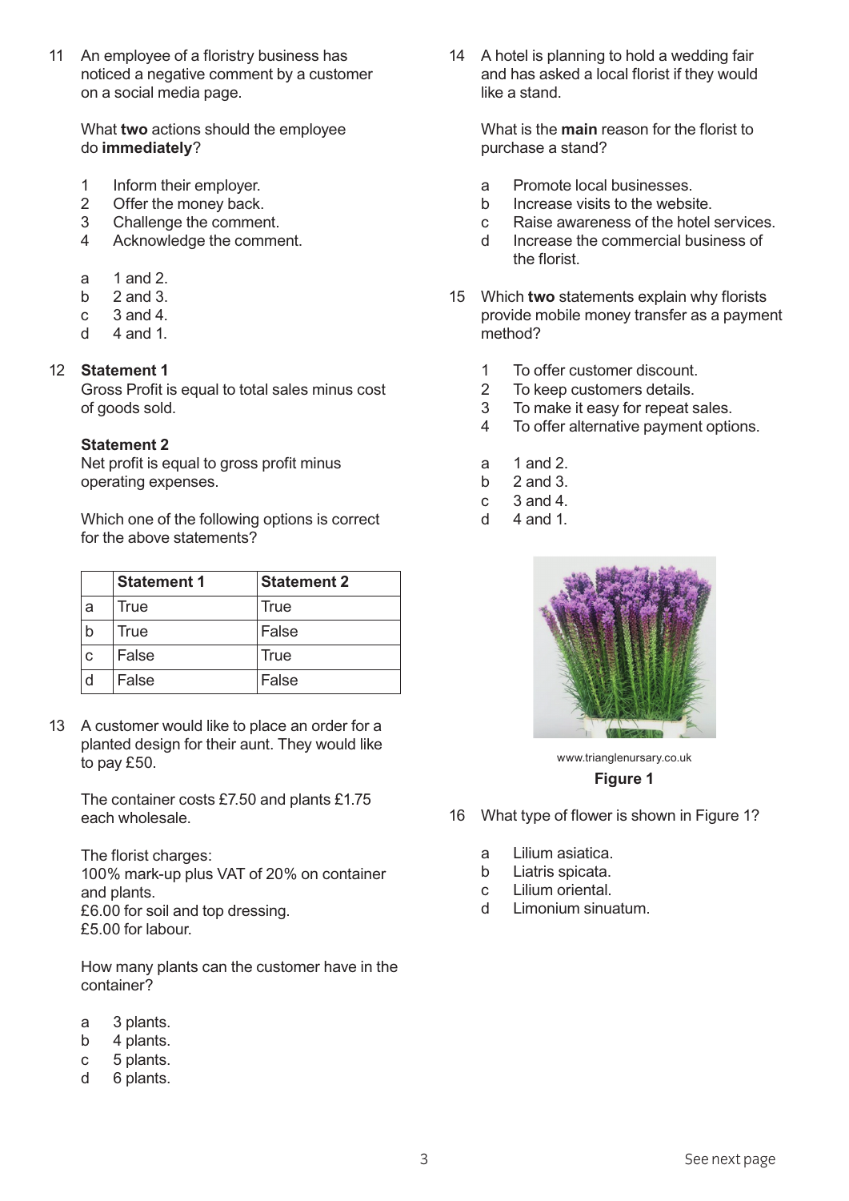11 An employee of a floristry business has noticed a negative comment by a customer on a social media page.

What **two** actions should the employee do **immediately**?

1 Inform their employer.
2 Offer the money back.
3 Challenge the comment.
4 Acknowledge the comment.

a 1 and 2.
b 2 and 3.
c 3 and 4.
d 4 and 1.

12 **Statement 1**
Gross Profit is equal to total sales minus cost of goods sold.

**Statement 2**
Net profit is equal to gross profit minus operating expenses.

Which one of the following options is correct for the above statements?

| | Statement 1 | Statement 2 |
|---|---|---|
| a | True | True |
| b | True | False |
| c | False | True |
| d | False | False |

13 A customer would like to place an order for a planted design for their aunt. They would like to pay £50.

The container costs £7.50 and plants £1.75 each wholesale.

The florist charges:
100% mark-up plus VAT of 20% on container and plants.
£6.00 for soil and top dressing.
£5.00 for labour.

How many plants can the customer have in the container?

a 3 plants.
b 4 plants.
c 5 plants.
d 6 plants.

14 A hotel is planning to hold a wedding fair and has asked a local florist if they would like a stand.

What is the **main** reason for the florist to purchase a stand?

a Promote local businesses.
b Increase visits to the website.
c Raise awareness of the hotel services.
d Increase the commercial business of the florist.

15 Which **two** statements explain why florists provide mobile money transfer as a payment method?

1 To offer customer discount.
2 To keep customers details.
3 To make it easy for repeat sales.
4 To offer alternative payment options.

a 1 and 2.
b 2 and 3.
c 3 and 4.
d 4 and 1.

www.trianglenursary.co.uk

**Figure 1**

16 What type of flower is shown in Figure 1?

a Lilium asiatica.
b Liatris spicata.
c Lilium oriental.
d Limonium sinuatum.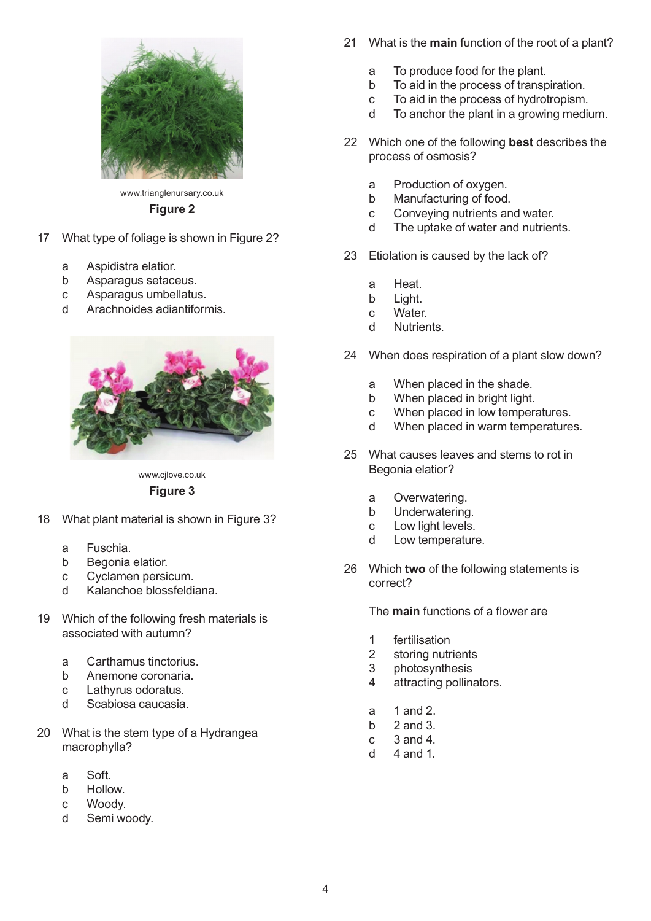www.trianglenursary.co.uk

**Figure 2**

17 What type of foliage is shown in Figure 2?

- a Aspidistra elatior.
- b Asparagus setaceus.
- c Asparagus umbellatus.
- d Arachnoides adiantiformis.

www.cjlove.co.uk

**Figure 3**

18 What plant material is shown in Figure 3?

- a Fuschia.
- b Begonia elatior.
- c Cyclamen persicum.
- d Kalanchoe blossfeldiana.

19 Which of the following fresh materials is associated with autumn?

- a Carthamus tinctorius.
- b Anemone coronaria.
- c Lathyrus odoratus.
- d Scabiosa caucasia.

20 What is the stem type of a Hydrangea macrophylla?

- a Soft.
- b Hollow.
- c Woody.
- d Semi woody.

21 What is the **main** function of the root of a plant?

- a To produce food for the plant.
- b To aid in the process of transpiration.
- c To aid in the process of hydrotropism.
- d To anchor the plant in a growing medium.

22 Which one of the following **best** describes the process of osmosis?

- a Production of oxygen.
- b Manufacturing of food.
- c Conveying nutrients and water.
- d The uptake of water and nutrients.

23 Etiolation is caused by the lack of?

- a Heat.
- b Light.
- c Water.
- d Nutrients.

24 When does respiration of a plant slow down?

- a When placed in the shade.
- b When placed in bright light.
- c When placed in low temperatures.
- d When placed in warm temperatures.

25 What causes leaves and stems to rot in Begonia elatior?

- a Overwatering.
- b Underwatering.
- c Low light levels.
- d Low temperature.

26 Which **two** of the following statements is correct?

The **main** functions of a flower are

1. fertilisation
2. storing nutrients
3. photosynthesis
4. attracting pollinators.

- a 1 and 2.
- b 2 and 3.
- c 3 and 4.
- d 4 and 1.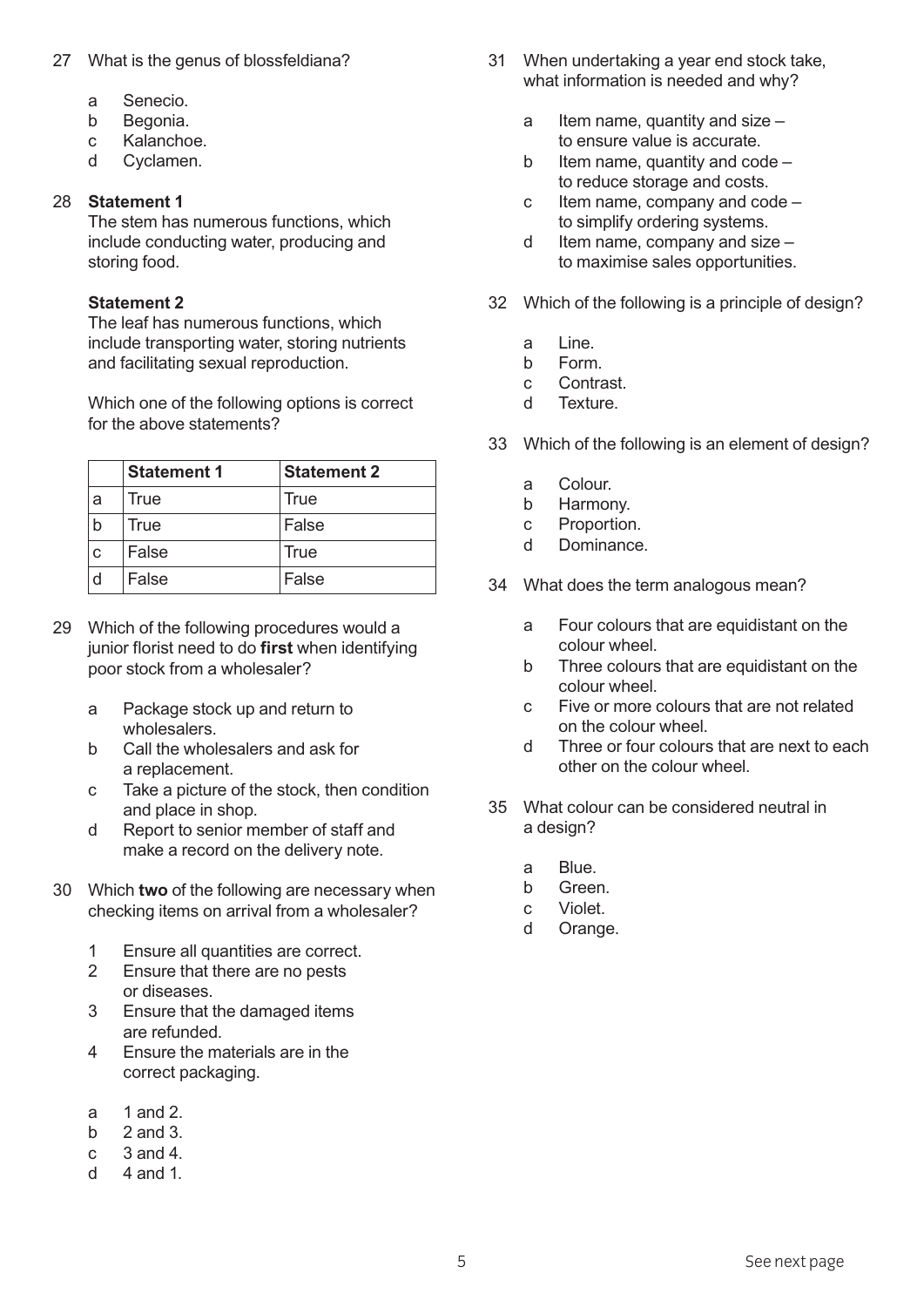27 What is the genus of blossfeldiana?

- a Senecio.
- b Begonia.
- c Kalanchoe.
- d Cyclamen.

28 **Statement 1**
The stem has numerous functions, which include conducting water, producing and storing food.

**Statement 2**
The leaf has numerous functions, which include transporting water, storing nutrients and facilitating sexual reproduction.

Which one of the following options is correct for the above statements?

| | Statement 1 | Statement 2 |
|---|---|---|
| a | True | True |
| b | True | False |
| c | False | True |
| d | False | False |

29 Which of the following procedures would a junior florist need to do **first** when identifying poor stock from a wholesaler?

- a Package stock up and return to wholesalers.
- b Call the wholesalers and ask for a replacement.
- c Take a picture of the stock, then condition and place in shop.
- d Report to senior member of staff and make a record on the delivery note.

30 Which **two** of the following are necessary when checking items on arrival from a wholesaler?

1. Ensure all quantities are correct.
2. Ensure that there are no pests or diseases.
3. Ensure that the damaged items are refunded.
4. Ensure the materials are in the correct packaging.

- a 1 and 2.
- b 2 and 3.
- c 3 and 4.
- d 4 and 1.

31 When undertaking a year end stock take, what information is needed and why?

- a Item name, quantity and size – to ensure value is accurate.
- b Item name, quantity and code – to reduce storage and costs.
- c Item name, company and code – to simplify ordering systems.
- d Item name, company and size – to maximise sales opportunities.

32 Which of the following is a principle of design?

- a Line.
- b Form.
- c Contrast.
- d Texture.

33 Which of the following is an element of design?

- a Colour.
- b Harmony.
- c Proportion.
- d Dominance.

34 What does the term analogous mean?

- a Four colours that are equidistant on the colour wheel.
- b Three colours that are equidistant on the colour wheel.
- c Five or more colours that are not related on the colour wheel.
- d Three or four colours that are next to each other on the colour wheel.

35 What colour can be considered neutral in a design?

- a Blue.
- b Green.
- c Violet.
- d Orange.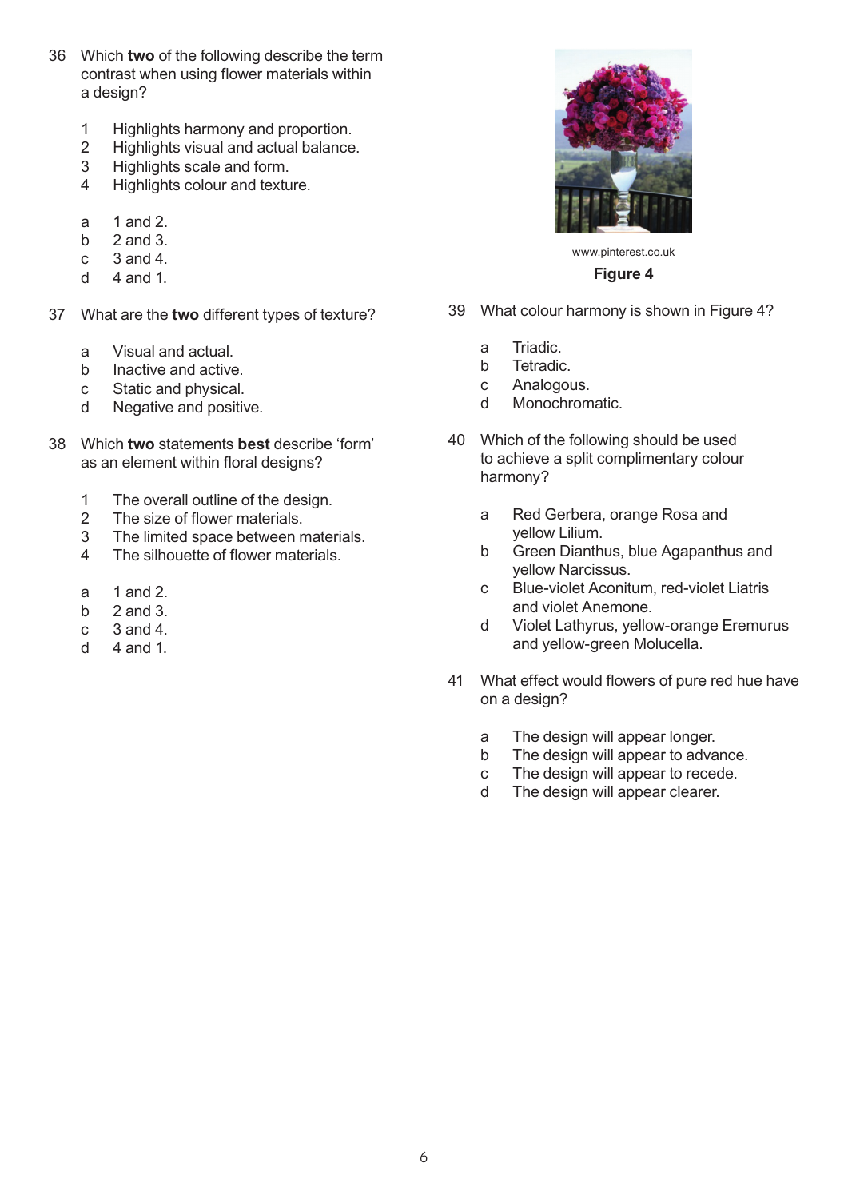36 Which **two** of the following describe the term contrast when using flower materials within a design?

1 Highlights harmony and proportion.
2 Highlights visual and actual balance.
3 Highlights scale and form.
4 Highlights colour and texture.

a 1 and 2.
b 2 and 3.
c 3 and 4.
d 4 and 1.

37 What are the **two** different types of texture?

a Visual and actual.
b Inactive and active.
c Static and physical.
d Negative and positive.

38 Which **two** statements **best** describe 'form' as an element within floral designs?

1 The overall outline of the design.
2 The size of flower materials.
3 The limited space between materials.
4 The silhouette of flower materials.

a 1 and 2.
b 2 and 3.
c 3 and 4.
d 4 and 1.

www.pinterest.co.uk

**Figure 4**

39 What colour harmony is shown in Figure 4?

a Triadic.
b Tetradic.
c Analogous.
d Monochromatic.

40 Which of the following should be used to achieve a split complimentary colour harmony?

a Red Gerbera, orange Rosa and yellow Lilium.
b Green Dianthus, blue Agapanthus and yellow Narcissus.
c Blue-violet Aconitum, red-violet Liatris and violet Anemone.
d Violet Lathyrus, yellow-orange Eremurus and yellow-green Molucella.

41 What effect would flowers of pure red hue have on a design?

a The design will appear longer.
b The design will appear to advance.
c The design will appear to recede.
d The design will appear clearer.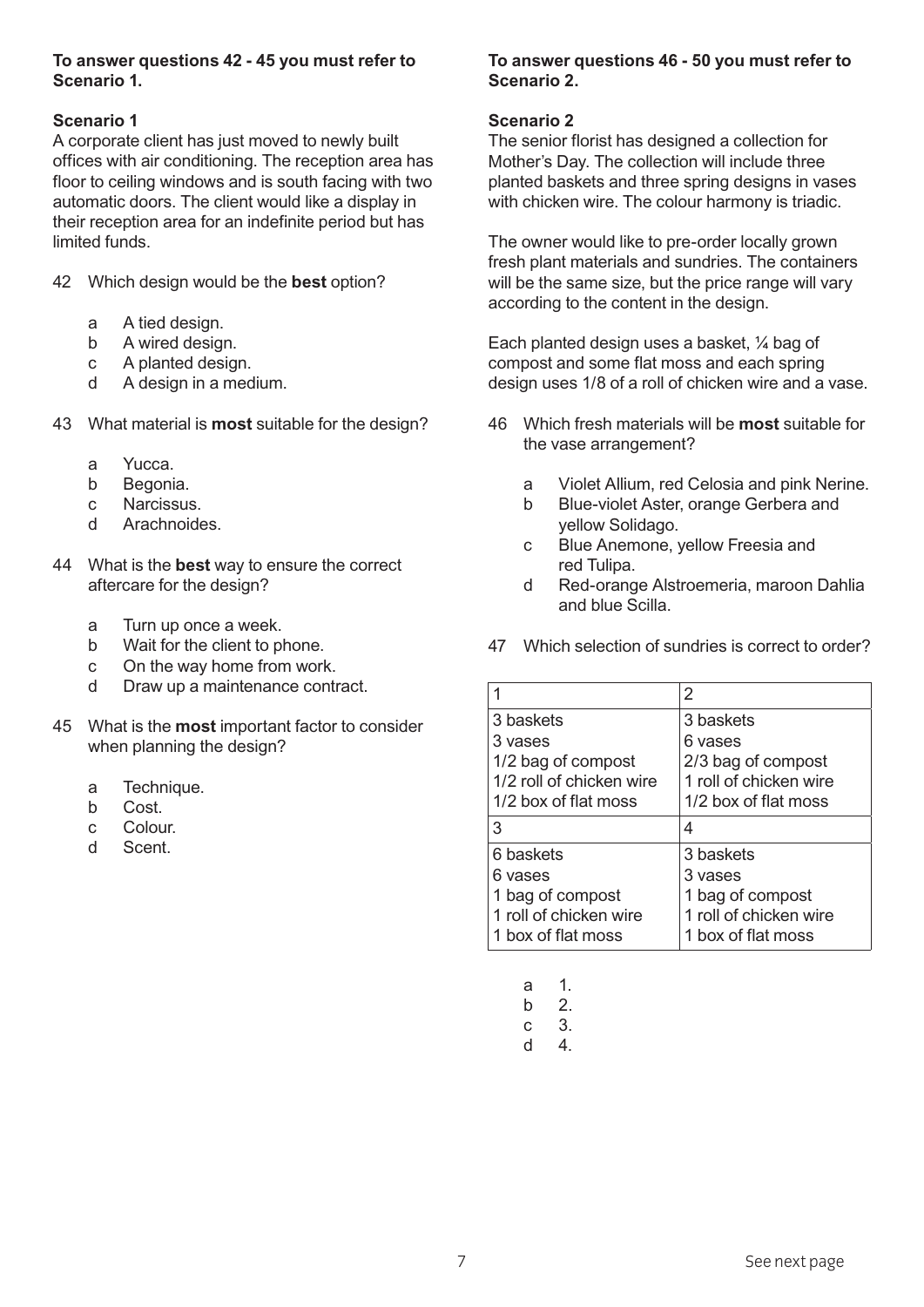**To answer questions 42 - 45 you must refer to Scenario 1.**

**Scenario 1**

A corporate client has just moved to newly built offices with air conditioning. The reception area has floor to ceiling windows and is south facing with two automatic doors. The client would like a display in their reception area for an indefinite period but has limited funds.

42 Which design would be the **best** option?

- a A tied design.
- b A wired design.
- c A planted design.
- d A design in a medium.

43 What material is **most** suitable for the design?

- a Yucca.
- b Begonia.
- c Narcissus.
- d Arachnoides.

44 What is the **best** way to ensure the correct aftercare for the design?

- a Turn up once a week.
- b Wait for the client to phone.
- c On the way home from work.
- d Draw up a maintenance contract.

45 What is the **most** important factor to consider when planning the design?

- a Technique.
- b Cost.
- c Colour.
- d Scent.

**To answer questions 46 - 50 you must refer to Scenario 2.**

**Scenario 2**

The senior florist has designed a collection for Mother's Day. The collection will include three planted baskets and three spring designs in vases with chicken wire. The colour harmony is triadic.

The owner would like to pre-order locally grown fresh plant materials and sundries. The containers will be the same size, but the price range will vary according to the content in the design.

Each planted design uses a basket, ¼ bag of compost and some flat moss and each spring design uses 1/8 of a roll of chicken wire and a vase.

46 Which fresh materials will be **most** suitable for the vase arrangement?

- a Violet Allium, red Celosia and pink Nerine.
- b Blue-violet Aster, orange Gerbera and yellow Solidago.
- c Blue Anemone, yellow Freesia and red Tulipa.
- d Red-orange Alstroemeria, maroon Dahlia and blue Scilla.

47 Which selection of sundries is correct to order?

| 1 | 2 |
|---|---|
| 3 baskets<br>3 vases<br>1/2 bag of compost<br>1/2 roll of chicken wire<br>1/2 box of flat moss | 3 baskets<br>6 vases<br>2/3 bag of compost<br>1 roll of chicken wire<br>1/2 box of flat moss |
| **3** | **4** |
| 6 baskets<br>6 vases<br>1 bag of compost<br>1 roll of chicken wire<br>1 box of flat moss | 3 baskets<br>3 vases<br>1 bag of compost<br>1 roll of chicken wire<br>1 box of flat moss |

- a 1.
- b 2.
- c 3.
- d 4.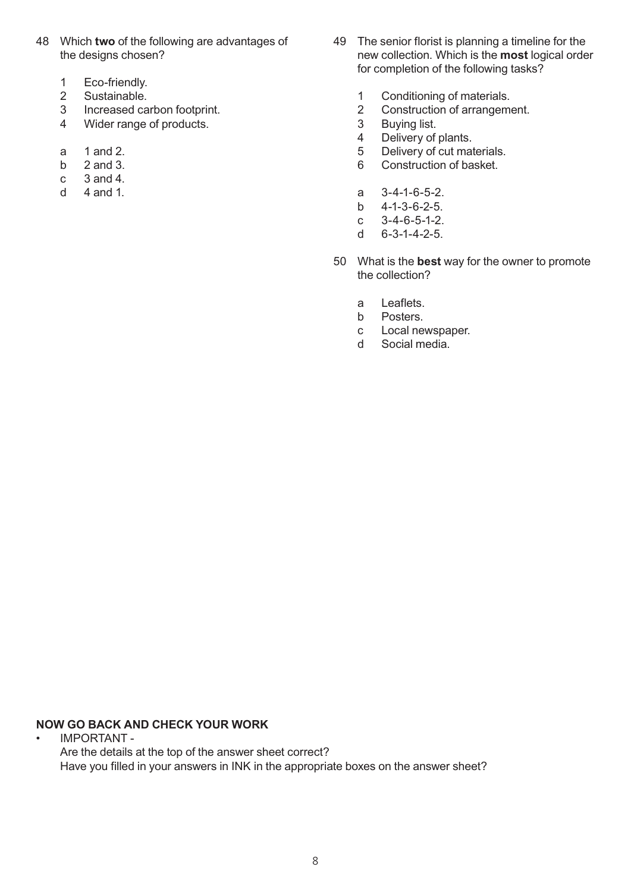48 Which **two** of the following are advantages of the designs chosen?

1 Eco-friendly.
2 Sustainable.
3 Increased carbon footprint.
4 Wider range of products.

a 1 and 2.
b 2 and 3.
c 3 and 4.
d 4 and 1.

49 The senior florist is planning a timeline for the new collection. Which is the **most** logical order for completion of the following tasks?

1 Conditioning of materials.
2 Construction of arrangement.
3 Buying list.
4 Delivery of plants.
5 Delivery of cut materials.
6 Construction of basket.

a 3-4-1-6-5-2.
b 4-1-3-6-2-5.
c 3-4-6-5-1-2.
d 6-3-1-4-2-5.

50 What is the **best** way for the owner to promote the collection?

a Leaflets.
b Posters.
c Local newspaper.
d Social media.

**NOW GO BACK AND CHECK YOUR WORK**

- IMPORTANT -
  Are the details at the top of the answer sheet correct?
  Have you filled in your answers in INK in the appropriate boxes on the answer sheet?